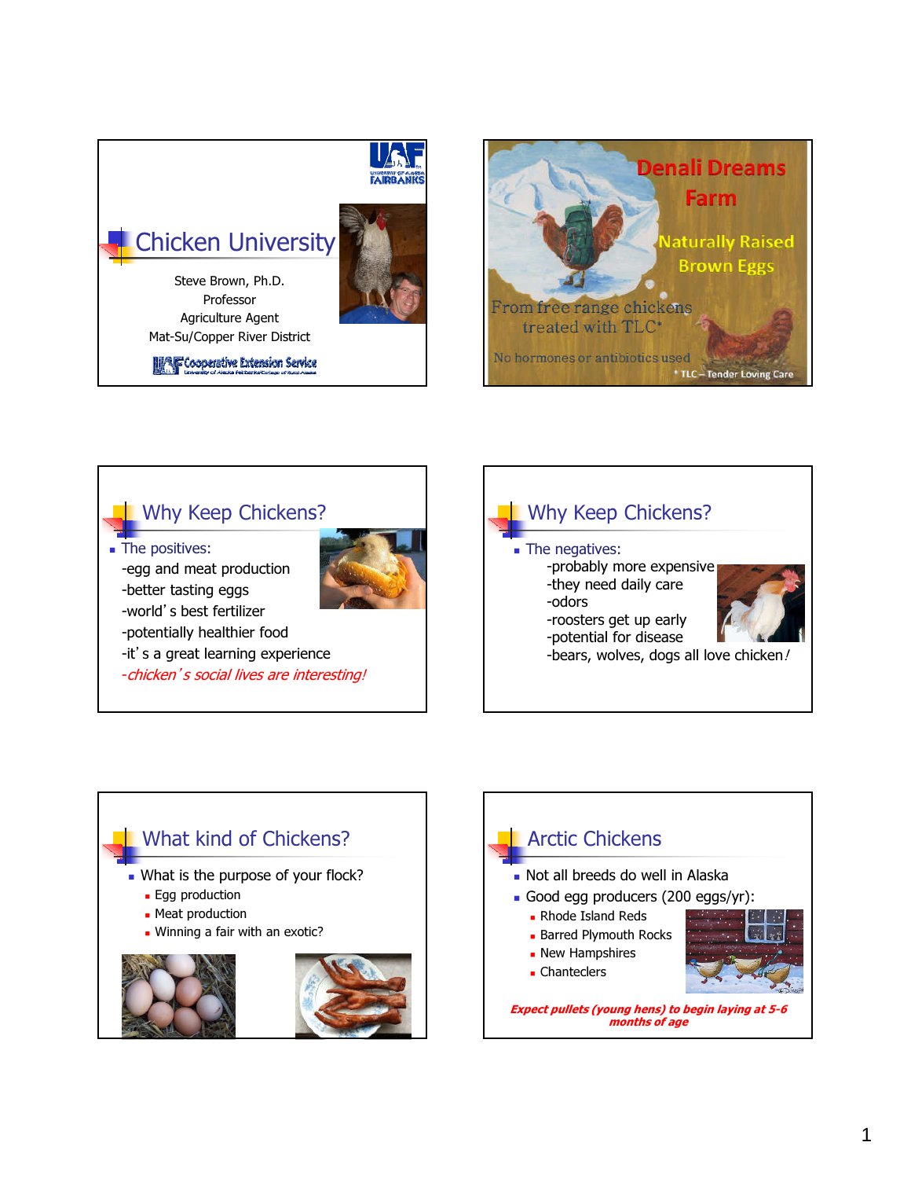# Chicken University

Steve Brown, Ph.D.
Professor
Agriculture Agent
Mat-Su/Copper River District

Cooperative Extension Service

## Denali Dreams Farm

Naturally Raised Brown Eggs

From free range chickens treated with TLC*

No hormones or antibiotics used

* TLC – Tender Loving Care

## Why Keep Chickens?

- The positives:
  - -egg and meat production
  - -better tasting eggs
  - -world's best fertilizer
  - -potentially healthier food
  - -it's a great learning experience
  - *-chicken's social lives are interesting!*

## Why Keep Chickens?

- The negatives:
  - -probably more expensive
  - -they need daily care
  - -odors
  - -roosters get up early
  - -potential for disease
  - -bears, wolves, dogs all love chicken!

## What kind of Chickens?

- What is the purpose of your flock?
  - Egg production
  - Meat production
  - Winning a fair with an exotic?

## Arctic Chickens

- Not all breeds do well in Alaska
- Good egg producers (200 eggs/yr):
  - Rhode Island Reds
  - Barred Plymouth Rocks
  - New Hampshires
  - Chanteclers

***Expect pullets (young hens) to begin laying at 5-6 months of age***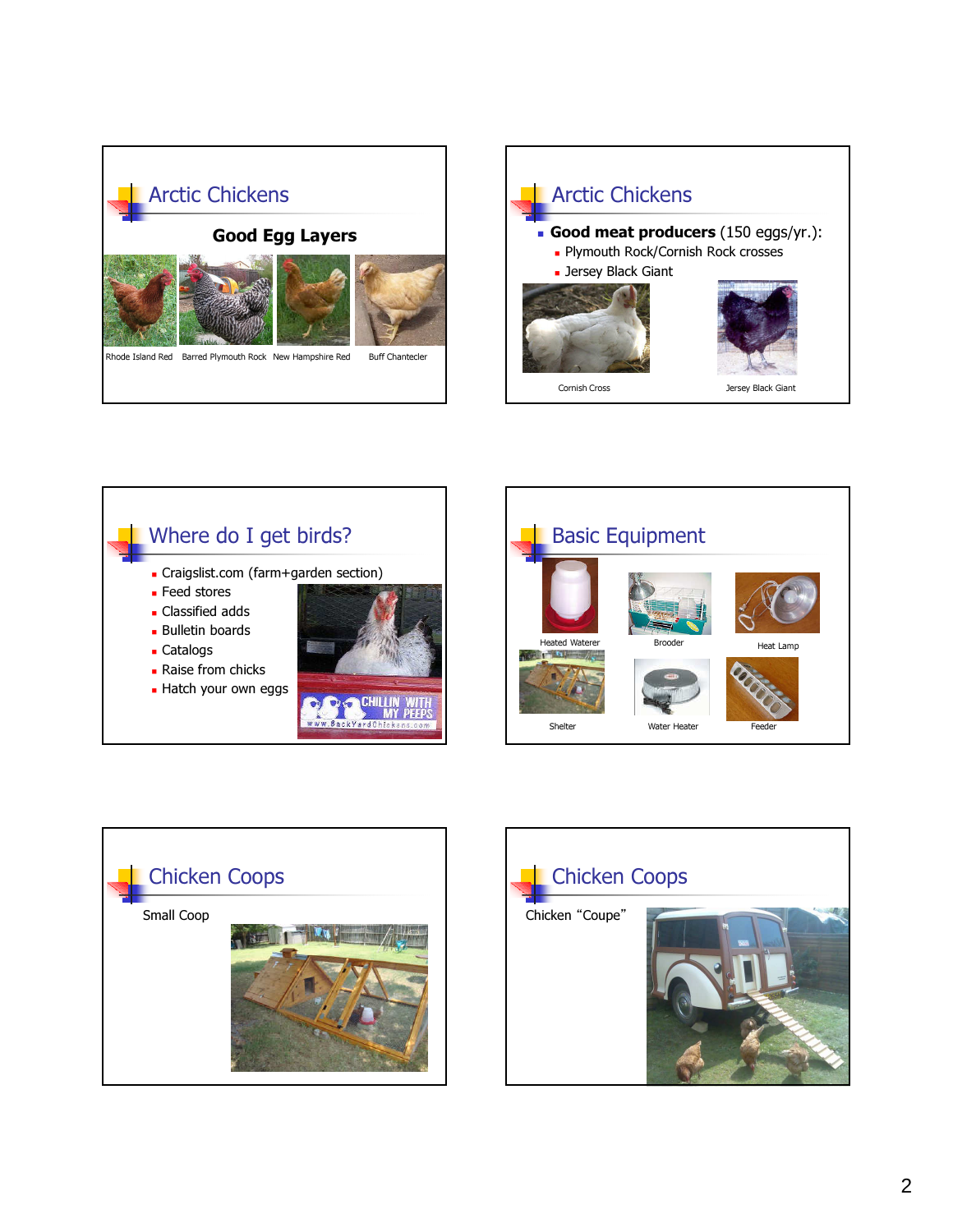## Arctic Chickens

**Good Egg Layers**

Rhode Island Red
Barred Plymouth Rock
New Hampshire Red
Buff Chantecler

## Arctic Chickens

- **Good meat producers** (150 eggs/yr.):
  - Plymouth Rock/Cornish Rock crosses
  - Jersey Black Giant

Cornish Cross
Jersey Black Giant

## Where do I get birds?

- Craigslist.com (farm+garden section)
- Feed stores
- Classified adds
- Bulletin boards
- Catalogs
- Raise from chicks
- Hatch your own eggs

CHILLIN WITH MY PEEPS
www.BackYardChickens.com

## Basic Equipment

Heated Waterer
Brooder
Heat Lamp
Shelter
Water Heater
Feeder

## Chicken Coops

Small Coop

## Chicken Coops

Chicken "Coupe"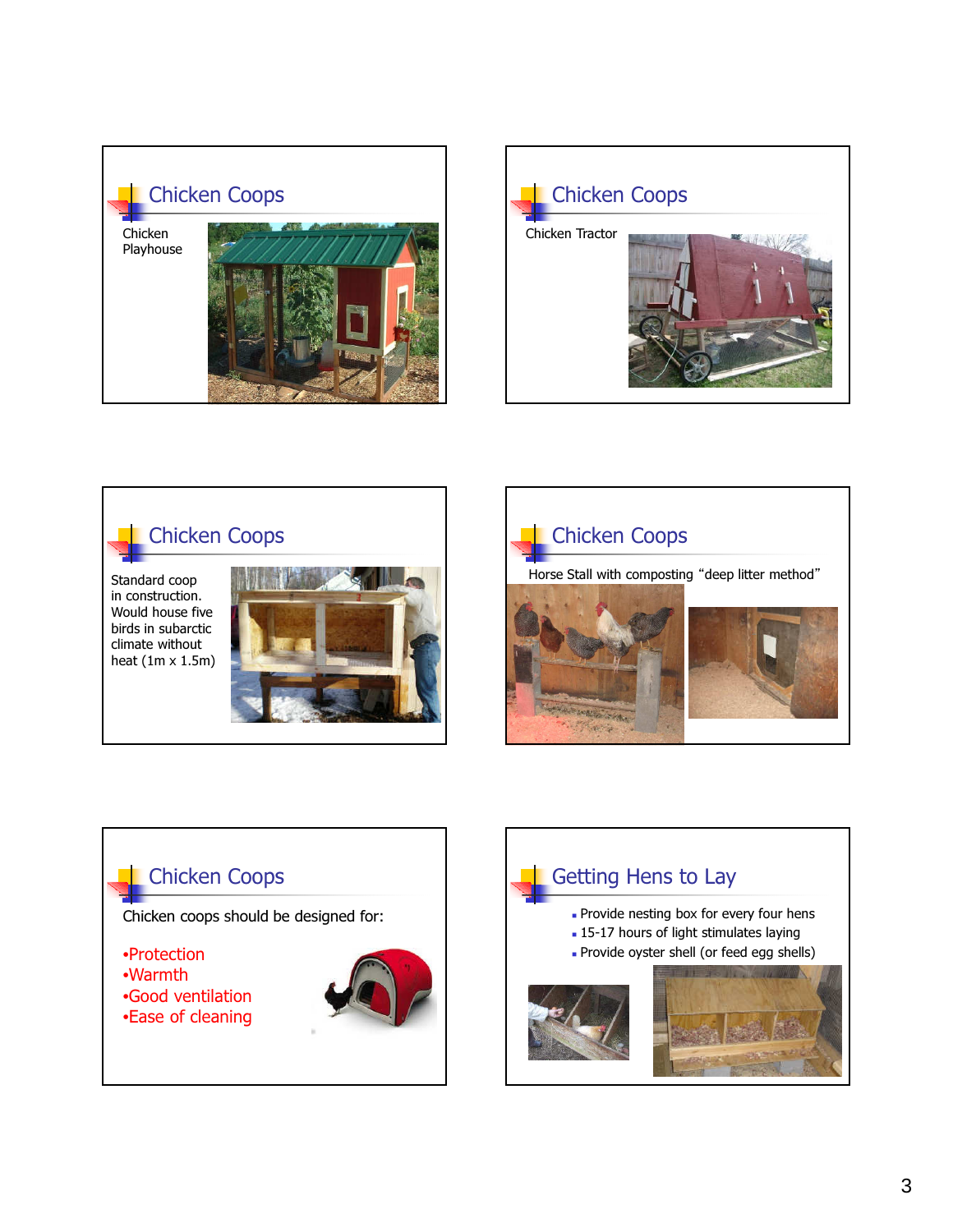## Chicken Coops

Chicken Playhouse

## Chicken Coops

Chicken Tractor

## Chicken Coops

Standard coop in construction. Would house five birds in subarctic climate without heat (1m x 1.5m)

## Chicken Coops

Horse Stall with composting "deep litter method"

## Chicken Coops

Chicken coops should be designed for:

- Protection
- Warmth
- Good ventilation
- Ease of cleaning

## Getting Hens to Lay

- Provide nesting box for every four hens
- 15-17 hours of light stimulates laying
- Provide oyster shell (or feed egg shells)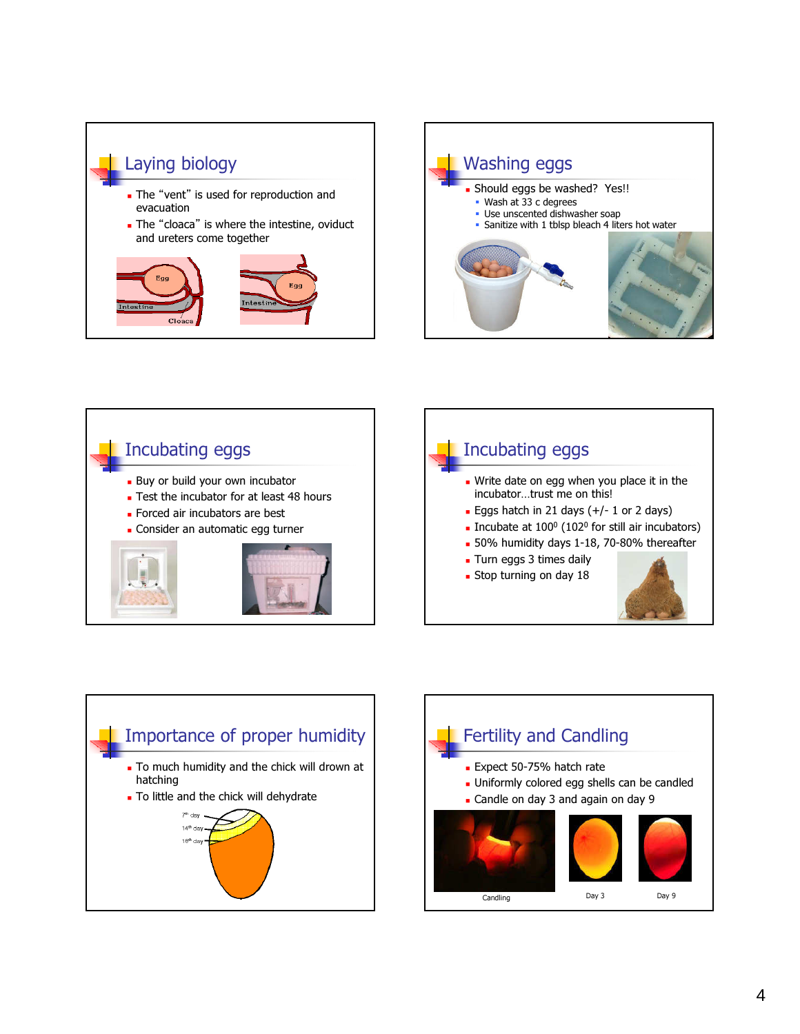## Laying biology

- The "vent" is used for reproduction and evacuation
- The "cloaca" is where the intestine, oviduct and ureters come together

Egg
Intestine
Cloaca

Egg
Intestine

## Washing eggs

- Should eggs be washed? Yes!!
  - Wash at 33 c degrees
  - Use unscented dishwasher soap
  - Sanitize with 1 tblsp bleach 4 liters hot water

## Incubating eggs

- Buy or build your own incubator
- Test the incubator for at least 48 hours
- Forced air incubators are best
- Consider an automatic egg turner

## Incubating eggs

- Write date on egg when you place it in the incubator…trust me on this!
- Eggs hatch in 21 days (+/- 1 or 2 days)
- Incubate at $100^0$ ($102^0$ for still air incubators)
- 50% humidity days 1-18, 70-80% thereafter
- Turn eggs 3 times daily
- Stop turning on day 18

## Importance of proper humidity

- To much humidity and the chick will drown at hatching
- To little and the chick will dehydrate

7th day
14th day
18th day

## Fertility and Candling

- Expect 50-75% hatch rate
- Uniformly colored egg shells can be candled
- Candle on day 3 and again on day 9

Candling

Day 3

Day 9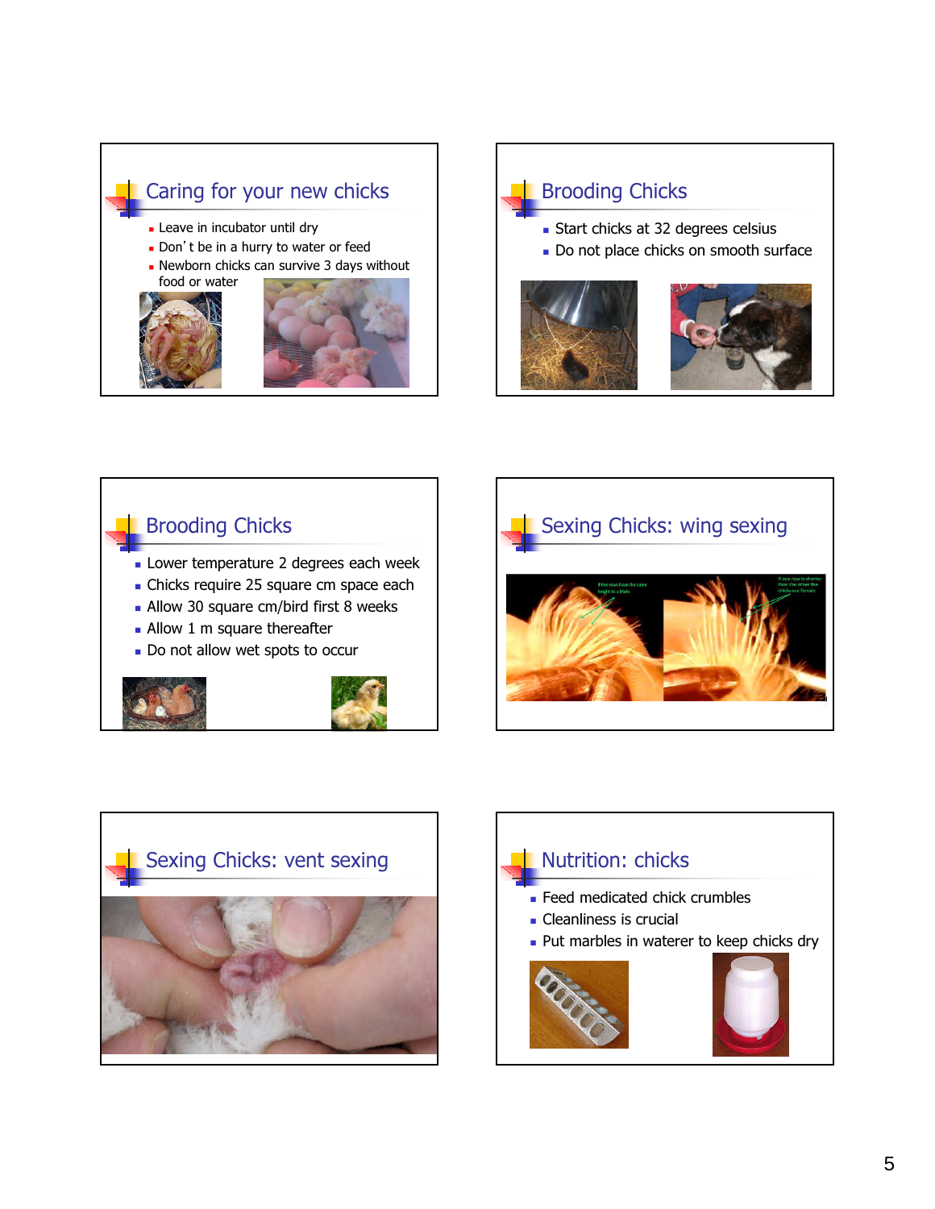## Caring for your new chicks

- Leave in incubator until dry
- Don' t be in a hurry to water or feed
- Newborn chicks can survive 3 days without food or water

## Brooding Chicks

- Start chicks at 32 degrees celsius
- Do not place chicks on smooth surface

## Brooding Chicks

- Lower temperature 2 degrees each week
- Chicks require 25 square cm space each
- Allow 30 square cm/bird first 8 weeks
- Allow 1 m square thereafter
- Do not allow wet spots to occur

## Sexing Chicks: wing sexing

## Sexing Chicks: vent sexing

## Nutrition: chicks

- Feed medicated chick crumbles
- Cleanliness is crucial
- Put marbles in waterer to keep chicks dry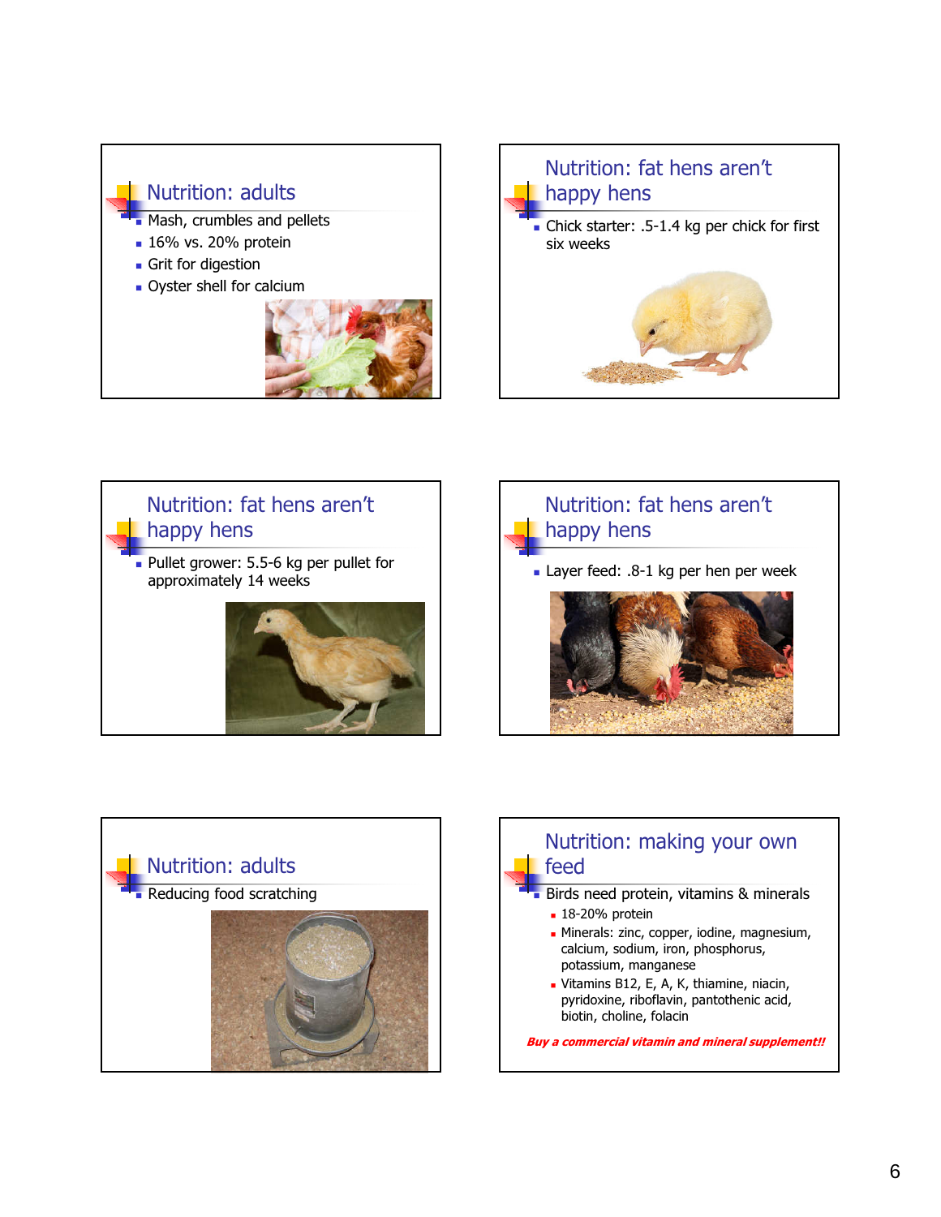## Nutrition: adults

- Mash, crumbles and pellets
- 16% vs. 20% protein
- Grit for digestion
- Oyster shell for calcium

## Nutrition: fat hens aren't happy hens

- Chick starter: .5-1.4 kg per chick for first six weeks

## Nutrition: fat hens aren't happy hens

- Pullet grower: 5.5-6 kg per pullet for approximately 14 weeks

## Nutrition: fat hens aren't happy hens

- Layer feed: .8-1 kg per hen per week

## Nutrition: adults

- Reducing food scratching

## Nutrition: making your own feed

- Birds need protein, vitamins & minerals
  - 18-20% protein
  - Minerals: zinc, copper, iodine, magnesium, calcium, sodium, iron, phosphorus, potassium, manganese
  - Vitamins B12, E, A, K, thiamine, niacin, pyridoxine, riboflavin, pantothenic acid, biotin, choline, folacin

***Buy a commercial vitamin and mineral supplement!!***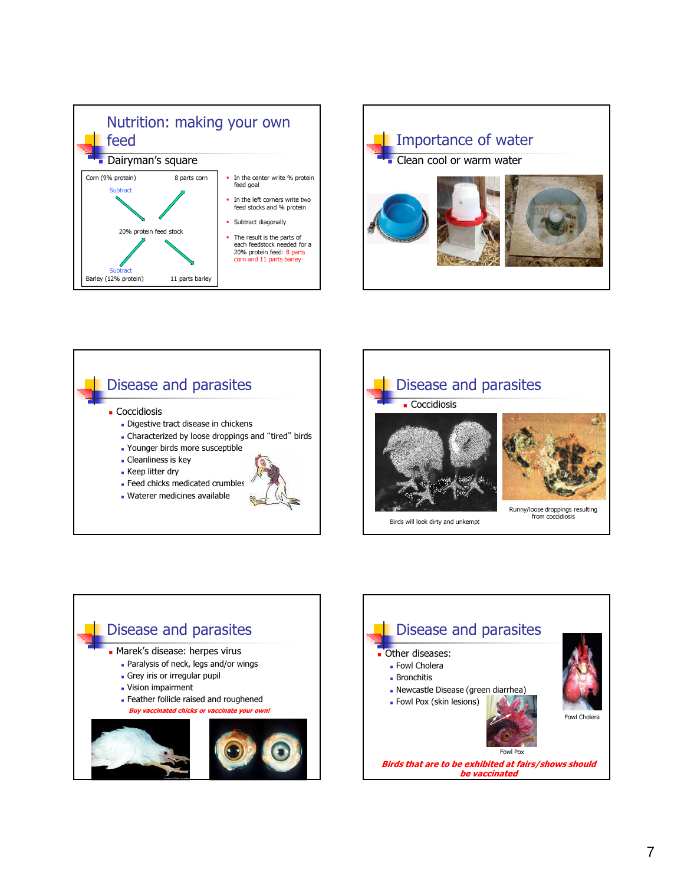## Nutrition: making your own feed

- Dairyman's square

Corn (9% protein)

Subtract

8 parts corn

20% protein feed stock

Subtract

Barley (12% protein)

11 parts barley

- In the center write % protein feed goal
- In the left corners write two feed stocks and % protein
- Subtract diagonally
- The result is the parts of each feedstock needed for a 20% protein feed: 8 parts corn and 11 parts barley

## Importance of water

- Clean cool or warm water

## Disease and parasites

- Coccidiosis
  - Digestive tract disease in chickens
  - Characterized by loose droppings and "tired" birds
  - Younger birds more susceptible
  - Cleanliness is key
  - Keep litter dry
  - Feed chicks medicated crumbles
  - Waterer medicines available

## Disease and parasites

- Coccidiosis

Birds will look dirty and unkempt

Runny/loose droppings resulting from coccidiosis

## Disease and parasites

- Marek's disease: herpes virus
  - Paralysis of neck, legs and/or wings
  - Grey iris or irregular pupil
  - Vision impairment
  - Feather follicle raised and roughened

***Buy vaccinated chicks or vaccinate your own!***

## Disease and parasites

- Other diseases:
  - Fowl Cholera
  - Bronchitis
  - Newcastle Disease (green diarrhea)
  - Fowl Pox (skin lesions)

Fowl Cholera

Fowl Pox

***Birds that are to be exhibited at fairs/shows should be vaccinated***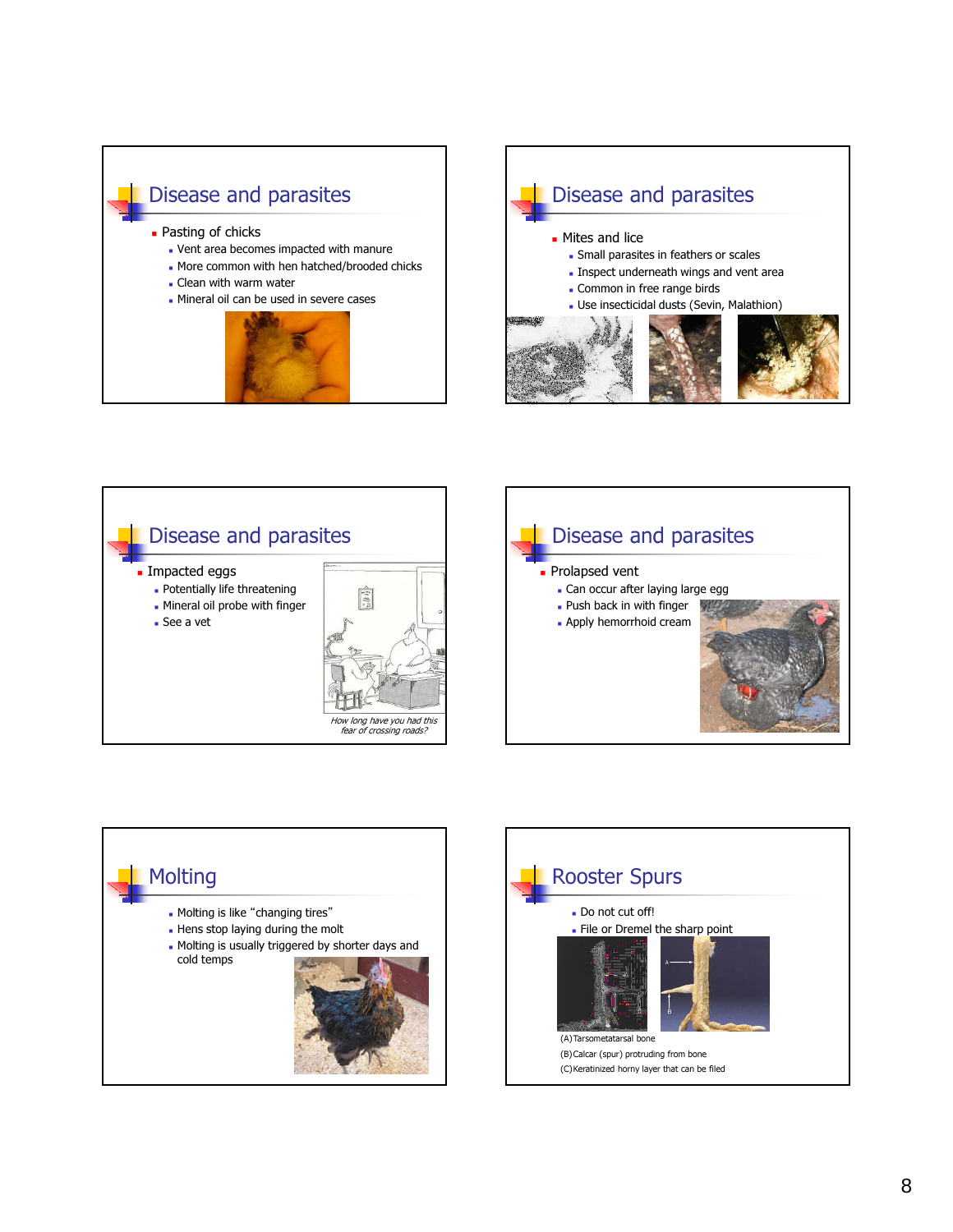## Disease and parasites

- Pasting of chicks
  - Vent area becomes impacted with manure
  - More common with hen hatched/brooded chicks
  - Clean with warm water
  - Mineral oil can be used in severe cases

## Disease and parasites

- Mites and lice
  - Small parasites in feathers or scales
  - Inspect underneath wings and vent area
  - Common in free range birds
  - Use insecticidal dusts (Sevin, Malathion)

## Disease and parasites

- Impacted eggs
  - Potentially life threatening
  - Mineral oil probe with finger
  - See a vet

*How long have you had this fear of crossing roads?*

## Disease and parasites

- Prolapsed vent
  - Can occur after laying large egg
  - Push back in with finger
  - Apply hemorrhoid cream

## Molting

- Molting is like "changing tires"
- Hens stop laying during the molt
- Molting is usually triggered by shorter days and cold temps

## Rooster Spurs

- Do not cut off!
- File or Dremel the sharp point

(A) Tarsometatarsal bone
(B) Calcar (spur) protruding from bone
(C) Keratinized horny layer that can be filed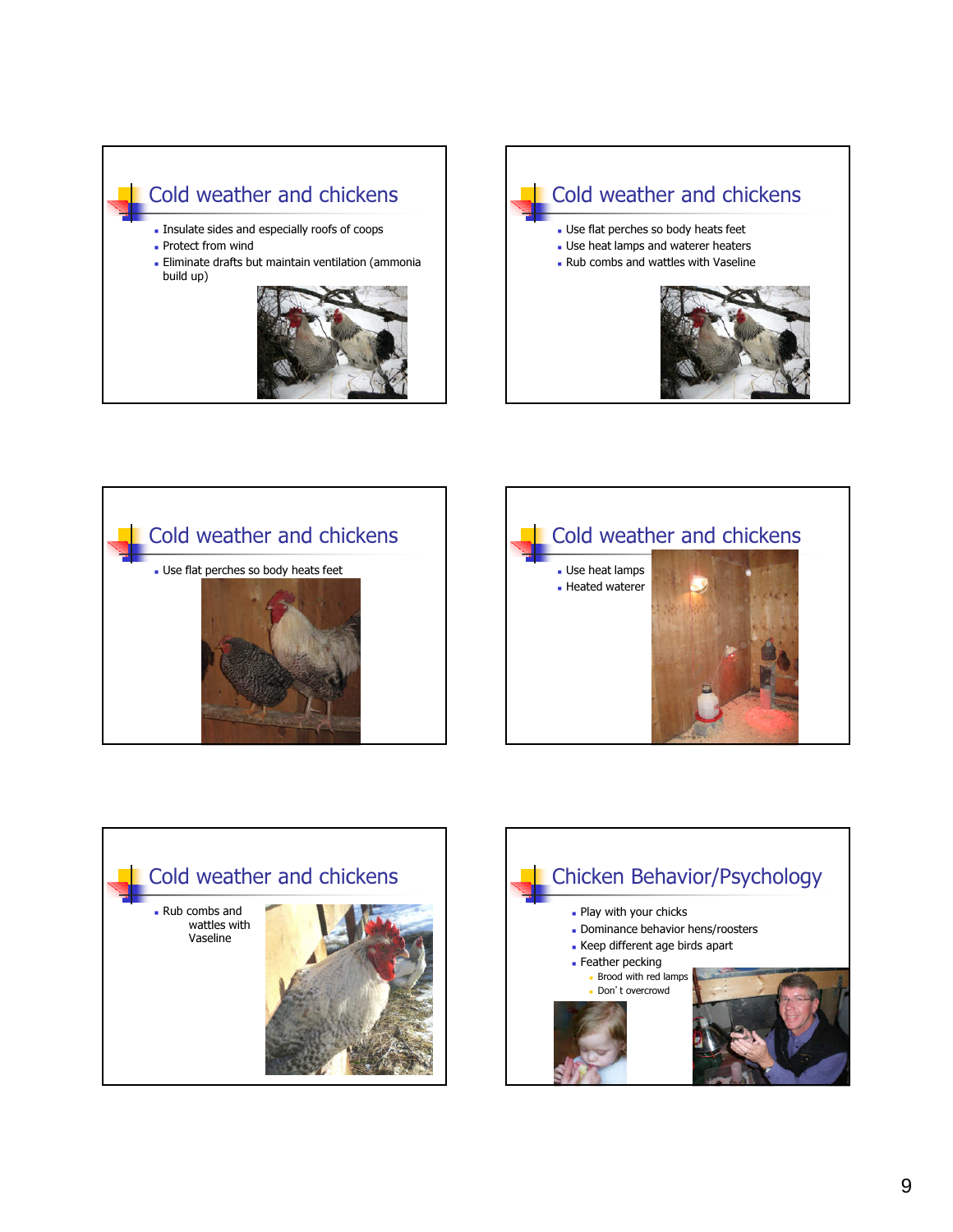## Cold weather and chickens

- Insulate sides and especially roofs of coops
- Protect from wind
- Eliminate drafts but maintain ventilation (ammonia build up)

## Cold weather and chickens

- Use flat perches so body heats feet
- Use heat lamps and waterer heaters
- Rub combs and wattles with Vaseline

## Cold weather and chickens

- Use flat perches so body heats feet

## Cold weather and chickens

- Use heat lamps
- Heated waterer

## Cold weather and chickens

- Rub combs and wattles with Vaseline

## Chicken Behavior/Psychology

- Play with your chicks
- Dominance behavior hens/roosters
- Keep different age birds apart
- Feather pecking
  - Brood with red lamps
  - Don' t overcrowd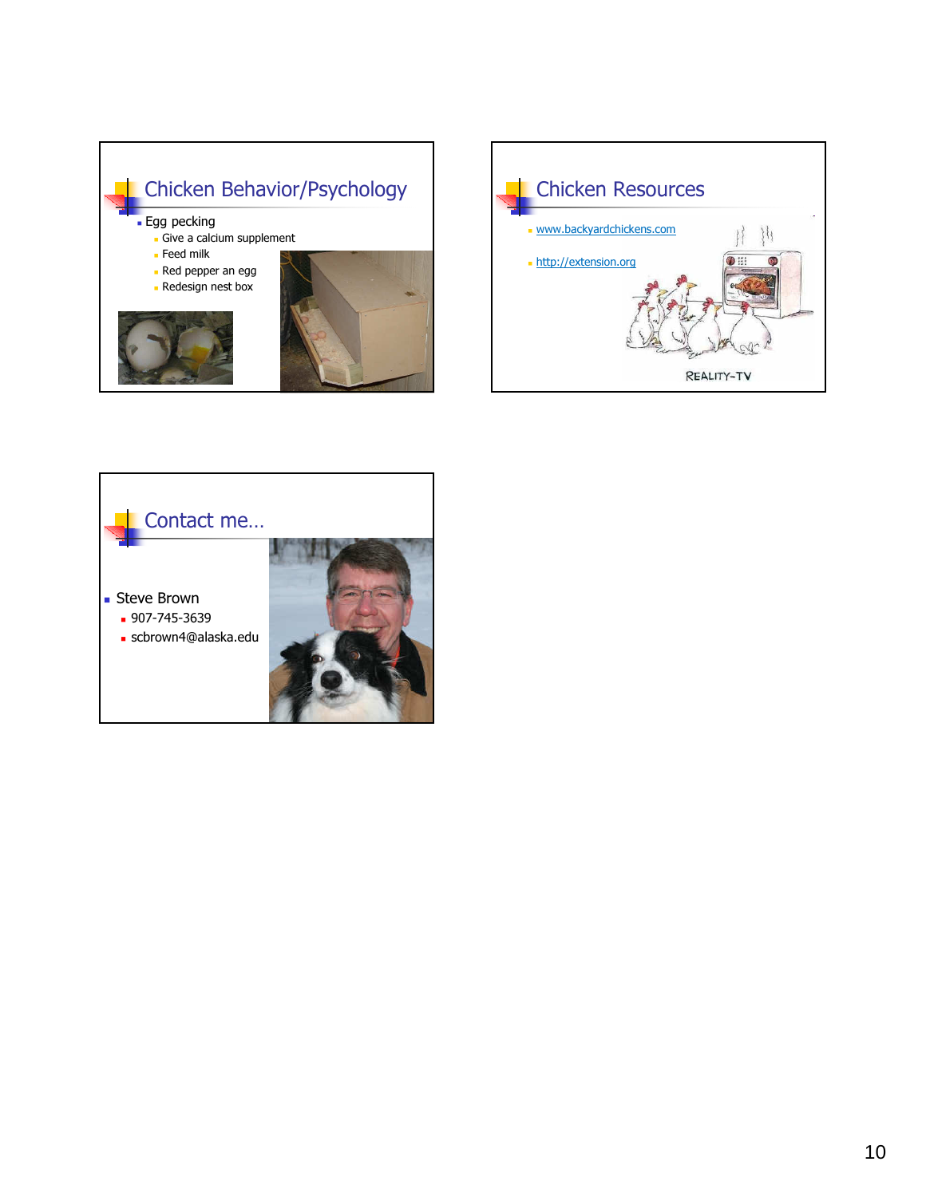## Chicken Behavior/Psychology

- Egg pecking
  - Give a calcium supplement
  - Feed milk
  - Red pepper an egg
  - Redesign nest box

## Chicken Resources

- www.backyardchickens.com
- http://extension.org

REALITY-TV

## Contact me…

- Steve Brown
  - 907-745-3639
  - scbrown4@alaska.edu